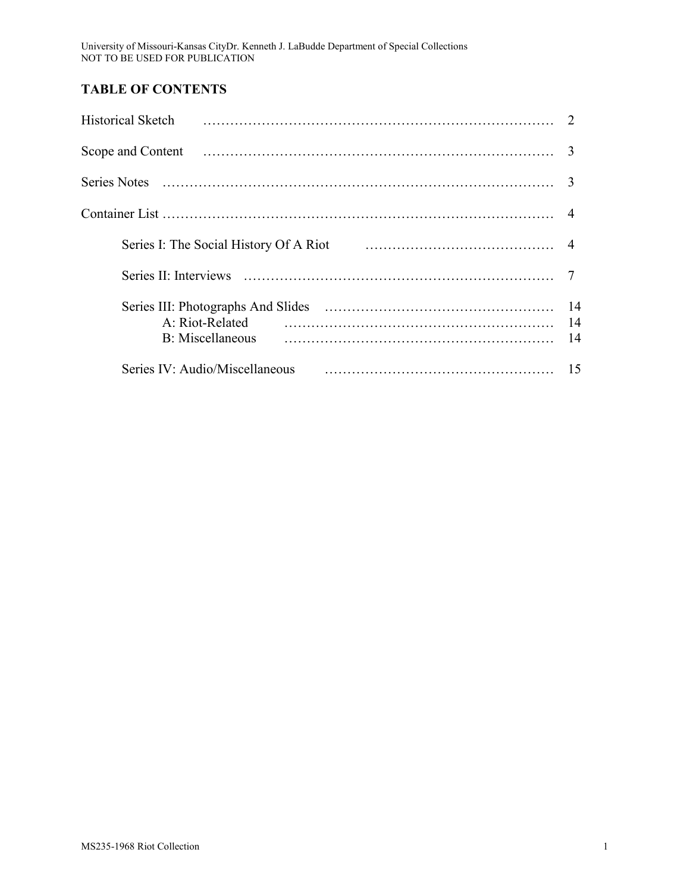# TABLE OF CONTENTS

| | |
|---|---|
| Historical Sketch | 2 |
| Scope and Content | 3 |
| Series Notes | 3 |
| Container List | 4 |
| Series I: The Social History Of A Riot | 4 |
| Series II: Interviews | 7 |
| Series III: Photographs And Slides | 14 |
| A: Riot-Related | 14 |
| B: Miscellaneous | 14 |
| Series IV: Audio/Miscellaneous | 15 |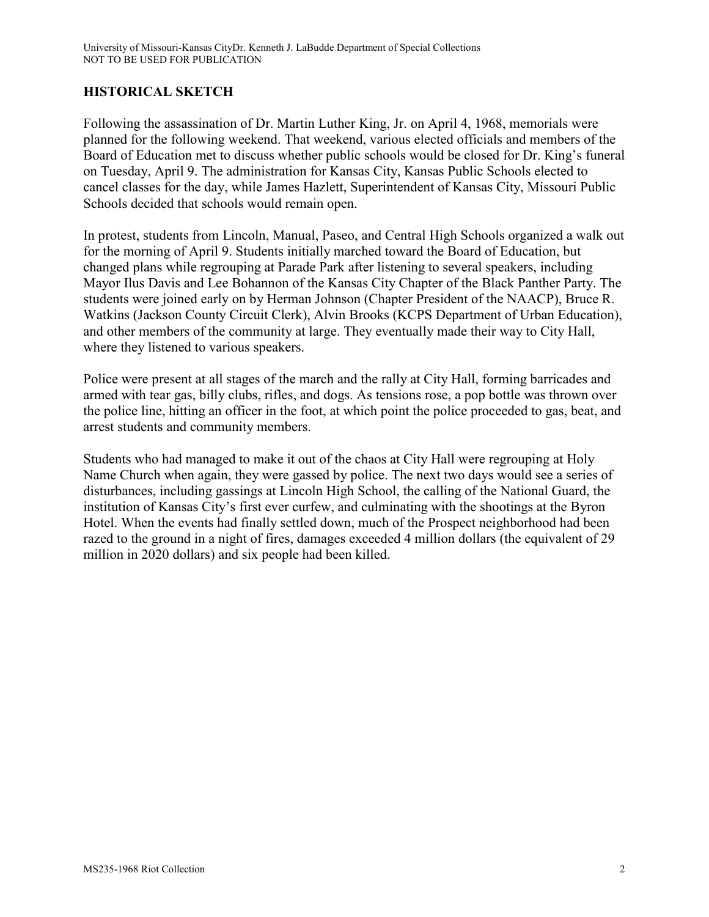## HISTORICAL SKETCH

Following the assassination of Dr. Martin Luther King, Jr. on April 4, 1968, memorials were planned for the following weekend. That weekend, various elected officials and members of the Board of Education met to discuss whether public schools would be closed for Dr. King's funeral on Tuesday, April 9. The administration for Kansas City, Kansas Public Schools elected to cancel classes for the day, while James Hazlett, Superintendent of Kansas City, Missouri Public Schools decided that schools would remain open.

In protest, students from Lincoln, Manual, Paseo, and Central High Schools organized a walk out for the morning of April 9. Students initially marched toward the Board of Education, but changed plans while regrouping at Parade Park after listening to several speakers, including Mayor Ilus Davis and Lee Bohannon of the Kansas City Chapter of the Black Panther Party. The students were joined early on by Herman Johnson (Chapter President of the NAACP), Bruce R. Watkins (Jackson County Circuit Clerk), Alvin Brooks (KCPS Department of Urban Education), and other members of the community at large. They eventually made their way to City Hall, where they listened to various speakers.

Police were present at all stages of the march and the rally at City Hall, forming barricades and armed with tear gas, billy clubs, rifles, and dogs. As tensions rose, a pop bottle was thrown over the police line, hitting an officer in the foot, at which point the police proceeded to gas, beat, and arrest students and community members.

Students who had managed to make it out of the chaos at City Hall were regrouping at Holy Name Church when again, they were gassed by police. The next two days would see a series of disturbances, including gassings at Lincoln High School, the calling of the National Guard, the institution of Kansas City's first ever curfew, and culminating with the shootings at the Byron Hotel. When the events had finally settled down, much of the Prospect neighborhood had been razed to the ground in a night of fires, damages exceeded 4 million dollars (the equivalent of 29 million in 2020 dollars) and six people had been killed.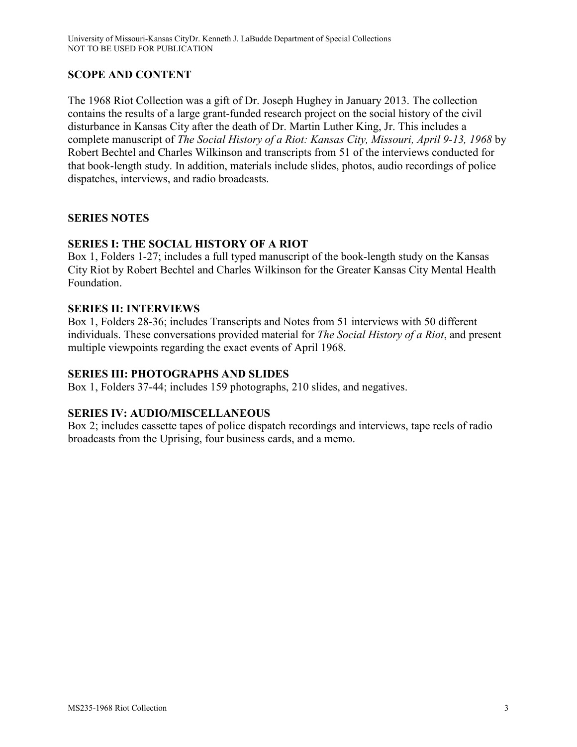## SCOPE AND CONTENT

The 1968 Riot Collection was a gift of Dr. Joseph Hughey in January 2013. The collection contains the results of a large grant-funded research project on the social history of the civil disturbance in Kansas City after the death of Dr. Martin Luther King, Jr. This includes a complete manuscript of *The Social History of a Riot: Kansas City, Missouri, April 9-13, 1968* by Robert Bechtel and Charles Wilkinson and transcripts from 51 of the interviews conducted for that book-length study. In addition, materials include slides, photos, audio recordings of police dispatches, interviews, and radio broadcasts.

## SERIES NOTES

### SERIES I: THE SOCIAL HISTORY OF A RIOT

Box 1, Folders 1-27; includes a full typed manuscript of the book-length study on the Kansas City Riot by Robert Bechtel and Charles Wilkinson for the Greater Kansas City Mental Health Foundation.

### SERIES II: INTERVIEWS

Box 1, Folders 28-36; includes Transcripts and Notes from 51 interviews with 50 different individuals. These conversations provided material for *The Social History of a Riot*, and present multiple viewpoints regarding the exact events of April 1968.

### SERIES III: PHOTOGRAPHS AND SLIDES

Box 1, Folders 37-44; includes 159 photographs, 210 slides, and negatives.

### SERIES IV: AUDIO/MISCELLANEOUS

Box 2; includes cassette tapes of police dispatch recordings and interviews, tape reels of radio broadcasts from the Uprising, four business cards, and a memo.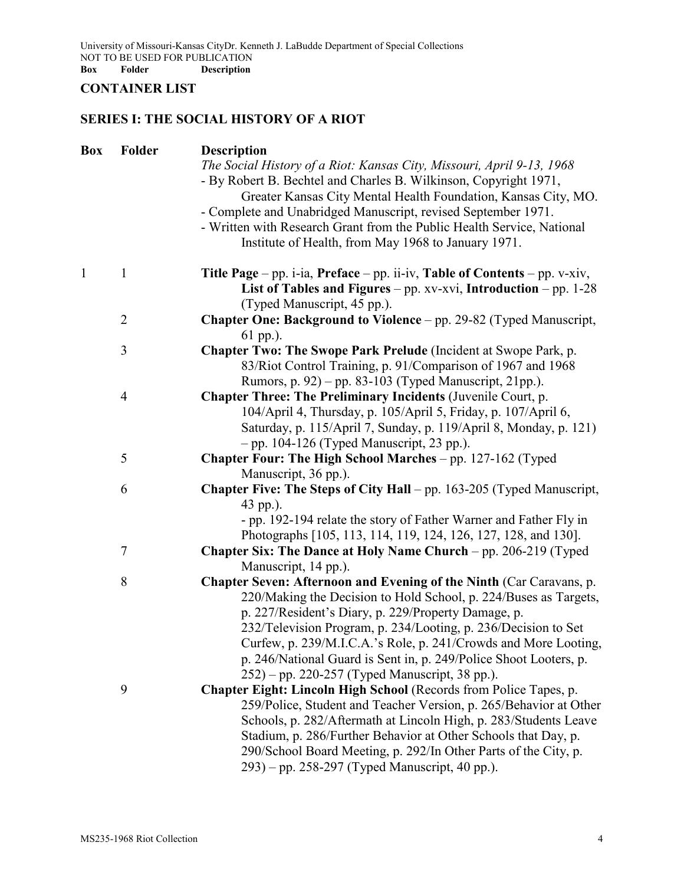## CONTAINER LIST

## SERIES I: THE SOCIAL HISTORY OF A RIOT

| Box | Folder | Description |
|---|---|---|
| | | *The Social History of a Riot: Kansas City, Missouri, April 9-13, 1968* - By Robert B. Bechtel and Charles B. Wilkinson, Copyright 1971, Greater Kansas City Mental Health Foundation, Kansas City, MO. - Complete and Unabridged Manuscript, revised September 1971. - Written with Research Grant from the Public Health Service, National Institute of Health, from May 1968 to January 1971. |
| 1 | 1 | **Title Page** – pp. i-ia, **Preface** – pp. ii-iv, **Table of Contents** – pp. v-xiv, **List of Tables and Figures** – pp. xv-xvi, **Introduction** – pp. 1-28 (Typed Manuscript, 45 pp.). |
| | 2 | **Chapter One: Background to Violence** – pp. 29-82 (Typed Manuscript, 61 pp.). |
| | 3 | **Chapter Two: The Swope Park Prelude** (Incident at Swope Park, p. 83/Riot Control Training, p. 91/Comparison of 1967 and 1968 Rumors, p. 92) – pp. 83-103 (Typed Manuscript, 21pp.). |
| | 4 | **Chapter Three: The Preliminary Incidents** (Juvenile Court, p. 104/April 4, Thursday, p. 105/April 5, Friday, p. 107/April 6, Saturday, p. 115/April 7, Sunday, p. 119/April 8, Monday, p. 121) – pp. 104-126 (Typed Manuscript, 23 pp.). |
| | 5 | **Chapter Four: The High School Marches** – pp. 127-162 (Typed Manuscript, 36 pp.). |
| | 6 | **Chapter Five: The Steps of City Hall** – pp. 163-205 (Typed Manuscript, 43 pp.). - pp. 192-194 relate the story of Father Warner and Father Fly in Photographs [105, 113, 114, 119, 124, 126, 127, 128, and 130]. |
| | 7 | **Chapter Six: The Dance at Holy Name Church** – pp. 206-219 (Typed Manuscript, 14 pp.). |
| | 8 | **Chapter Seven: Afternoon and Evening of the Ninth** (Car Caravans, p. 220/Making the Decision to Hold School, p. 224/Buses as Targets, p. 227/Resident's Diary, p. 229/Property Damage, p. 232/Television Program, p. 234/Looting, p. 236/Decision to Set Curfew, p. 239/M.I.C.A.'s Role, p. 241/Crowds and More Looting, p. 246/National Guard is Sent in, p. 249/Police Shoot Looters, p. 252) – pp. 220-257 (Typed Manuscript, 38 pp.). |
| | 9 | **Chapter Eight: Lincoln High School** (Records from Police Tapes, p. 259/Police, Student and Teacher Version, p. 265/Behavior at Other Schools, p. 282/Aftermath at Lincoln High, p. 283/Students Leave Stadium, p. 286/Further Behavior at Other Schools that Day, p. 290/School Board Meeting, p. 292/In Other Parts of the City, p. 293) – pp. 258-297 (Typed Manuscript, 40 pp.). |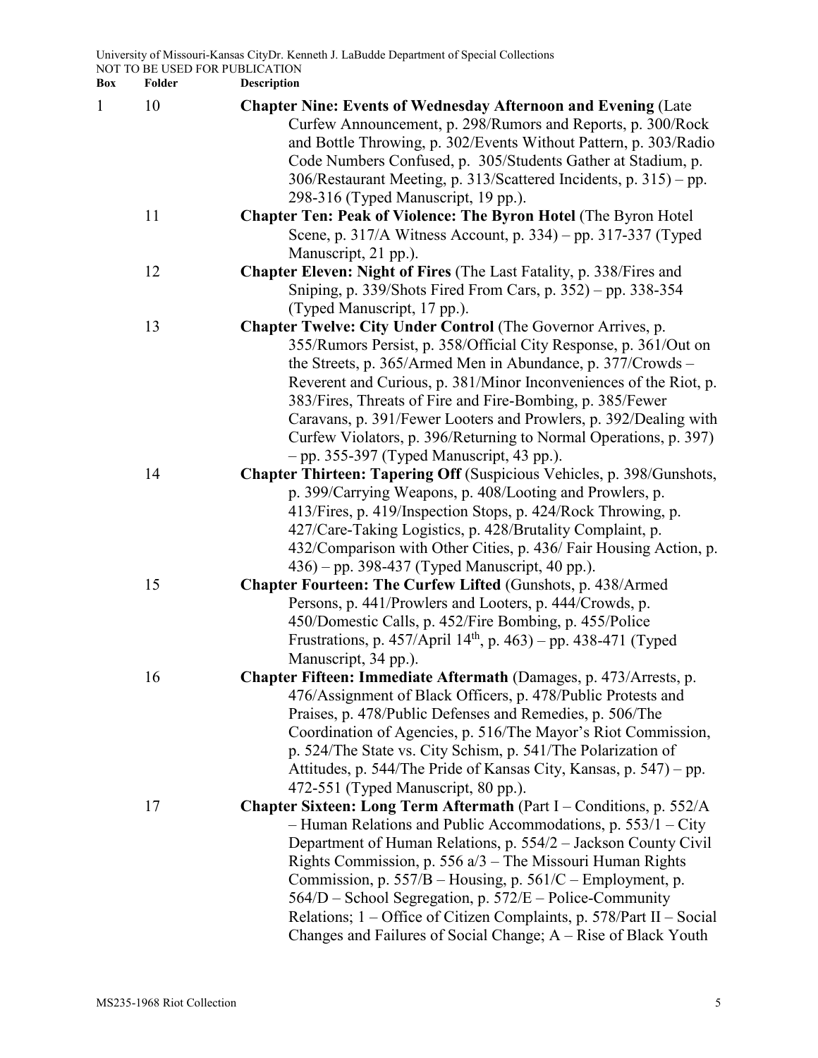| Box | Folder | Description |
|---|---|---|
| 1 | 10 | **Chapter Nine: Events of Wednesday Afternoon and Evening** (Late Curfew Announcement, p. 298/Rumors and Reports, p. 300/Rock and Bottle Throwing, p. 302/Events Without Pattern, p. 303/Radio Code Numbers Confused, p. 305/Students Gather at Stadium, p. 306/Restaurant Meeting, p. 313/Scattered Incidents, p. 315) – pp. 298-316 (Typed Manuscript, 19 pp.). |
| | 11 | **Chapter Ten: Peak of Violence: The Byron Hotel** (The Byron Hotel Scene, p. 317/A Witness Account, p. 334) – pp. 317-337 (Typed Manuscript, 21 pp.). |
| | 12 | **Chapter Eleven: Night of Fires** (The Last Fatality, p. 338/Fires and Sniping, p. 339/Shots Fired From Cars, p. 352) – pp. 338-354 (Typed Manuscript, 17 pp.). |
| | 13 | **Chapter Twelve: City Under Control** (The Governor Arrives, p. 355/Rumors Persist, p. 358/Official City Response, p. 361/Out on the Streets, p. 365/Armed Men in Abundance, p. 377/Crowds – Reverent and Curious, p. 381/Minor Inconveniences of the Riot, p. 383/Fires, Threats of Fire and Fire-Bombing, p. 385/Fewer Caravans, p. 391/Fewer Looters and Prowlers, p. 392/Dealing with Curfew Violators, p. 396/Returning to Normal Operations, p. 397) – pp. 355-397 (Typed Manuscript, 43 pp.). |
| | 14 | **Chapter Thirteen: Tapering Off** (Suspicious Vehicles, p. 398/Gunshots, p. 399/Carrying Weapons, p. 408/Looting and Prowlers, p. 413/Fires, p. 419/Inspection Stops, p. 424/Rock Throwing, p. 427/Care-Taking Logistics, p. 428/Brutality Complaint, p. 432/Comparison with Other Cities, p. 436/ Fair Housing Action, p. 436) – pp. 398-437 (Typed Manuscript, 40 pp.). |
| | 15 | **Chapter Fourteen: The Curfew Lifted** (Gunshots, p. 438/Armed Persons, p. 441/Prowlers and Looters, p. 444/Crowds, p. 450/Domestic Calls, p. 452/Fire Bombing, p. 455/Police Frustrations, p. 457/April 14th, p. 463) – pp. 438-471 (Typed Manuscript, 34 pp.). |
| | 16 | **Chapter Fifteen: Immediate Aftermath** (Damages, p. 473/Arrests, p. 476/Assignment of Black Officers, p. 478/Public Protests and Praises, p. 478/Public Defenses and Remedies, p. 506/The Coordination of Agencies, p. 516/The Mayor's Riot Commission, p. 524/The State vs. City Schism, p. 541/The Polarization of Attitudes, p. 544/The Pride of Kansas City, Kansas, p. 547) – pp. 472-551 (Typed Manuscript, 80 pp.). |
| | 17 | **Chapter Sixteen: Long Term Aftermath** (Part I – Conditions, p. 552/A – Human Relations and Public Accommodations, p. 553/1 – City Department of Human Relations, p. 554/2 – Jackson County Civil Rights Commission, p. 556 a/3 – The Missouri Human Rights Commission, p. 557/B – Housing, p. 561/C – Employment, p. 564/D – School Segregation, p. 572/E – Police-Community Relations; 1 – Office of Citizen Complaints, p. 578/Part II – Social Changes and Failures of Social Change; A – Rise of Black Youth |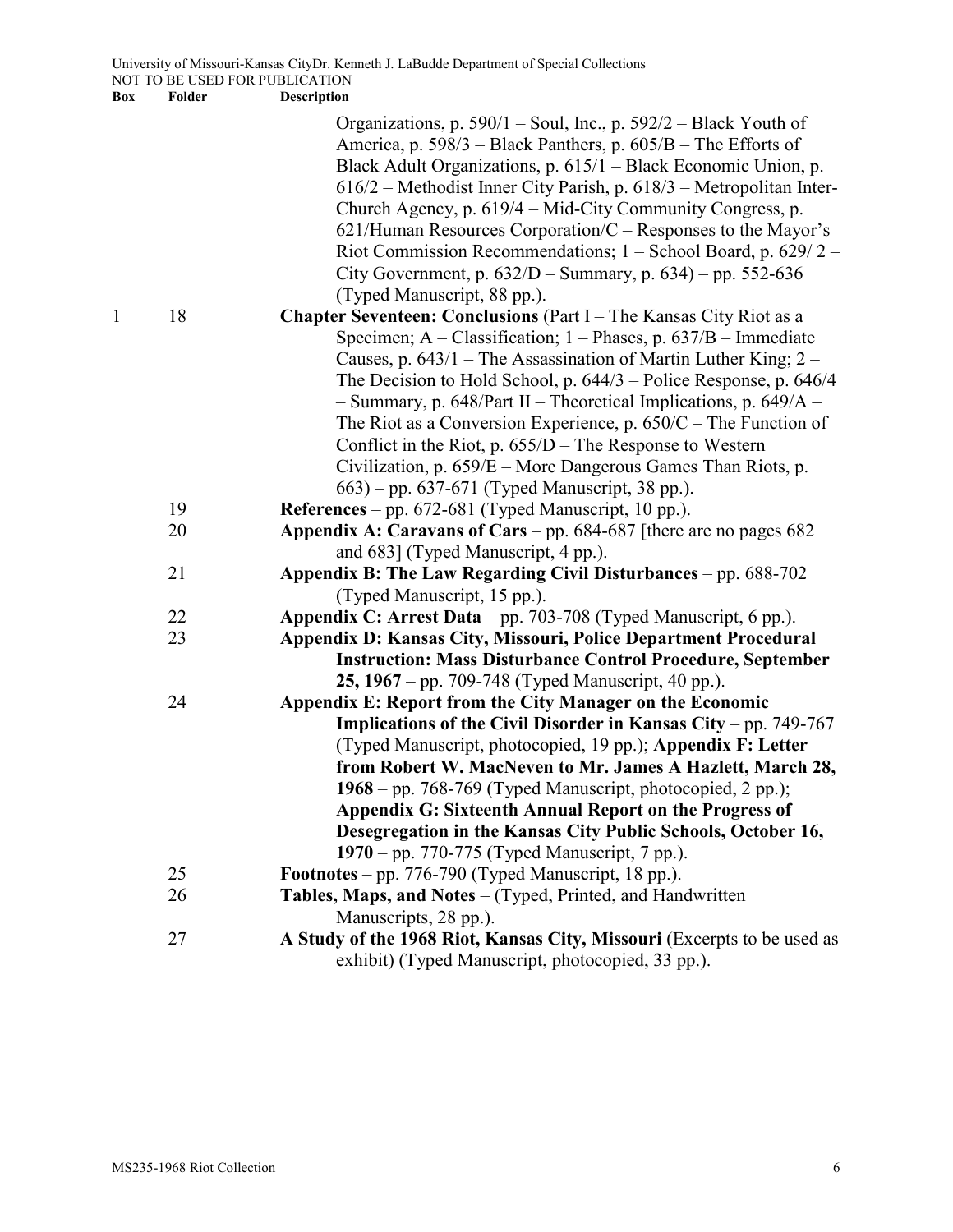| Box | Folder | Description |
|---|---|---|
| | | Organizations, p. 590/1 – Soul, Inc., p. 592/2 – Black Youth of America, p. 598/3 – Black Panthers, p. 605/B – The Efforts of Black Adult Organizations, p. 615/1 – Black Economic Union, p. 616/2 – Methodist Inner City Parish, p. 618/3 – Metropolitan Inter-Church Agency, p. 619/4 – Mid-City Community Congress, p. 621/Human Resources Corporation/C – Responses to the Mayor's Riot Commission Recommendations; 1 – School Board, p. 629/ 2 – City Government, p. 632/D – Summary, p. 634) – pp. 552-636 (Typed Manuscript, 88 pp.). |
| 1 | 18 | **Chapter Seventeen: Conclusions** (Part I – The Kansas City Riot as a Specimen; A – Classification; 1 – Phases, p. 637/B – Immediate Causes, p. 643/1 – The Assassination of Martin Luther King; 2 – The Decision to Hold School, p. 644/3 – Police Response, p. 646/4 – Summary, p. 648/Part II – Theoretical Implications, p. 649/A – The Riot as a Conversion Experience, p. 650/C – The Function of Conflict in the Riot, p. 655/D – The Response to Western Civilization, p. 659/E – More Dangerous Games Than Riots, p. 663) – pp. 637-671 (Typed Manuscript, 38 pp.). |
| | 19 | **References** – pp. 672-681 (Typed Manuscript, 10 pp.). |
| | 20 | **Appendix A: Caravans of Cars** – pp. 684-687 [there are no pages 682 and 683] (Typed Manuscript, 4 pp.). |
| | 21 | **Appendix B: The Law Regarding Civil Disturbances** – pp. 688-702 (Typed Manuscript, 15 pp.). |
| | 22 | **Appendix C: Arrest Data** – pp. 703-708 (Typed Manuscript, 6 pp.). |
| | 23 | **Appendix D: Kansas City, Missouri, Police Department Procedural Instruction: Mass Disturbance Control Procedure, September 25, 1967** – pp. 709-748 (Typed Manuscript, 40 pp.). |
| | 24 | **Appendix E: Report from the City Manager on the Economic Implications of the Civil Disorder in Kansas City** – pp. 749-767 (Typed Manuscript, photocopied, 19 pp.); **Appendix F: Letter from Robert W. MacNeven to Mr. James A Hazlett, March 28, 1968** – pp. 768-769 (Typed Manuscript, photocopied, 2 pp.); **Appendix G: Sixteenth Annual Report on the Progress of Desegregation in the Kansas City Public Schools, October 16, 1970** – pp. 770-775 (Typed Manuscript, 7 pp.). |
| | 25 | **Footnotes** – pp. 776-790 (Typed Manuscript, 18 pp.). |
| | 26 | **Tables, Maps, and Notes** – (Typed, Printed, and Handwritten Manuscripts, 28 pp.). |
| | 27 | **A Study of the 1968 Riot, Kansas City, Missouri** (Excerpts to be used as exhibit) (Typed Manuscript, photocopied, 33 pp.). |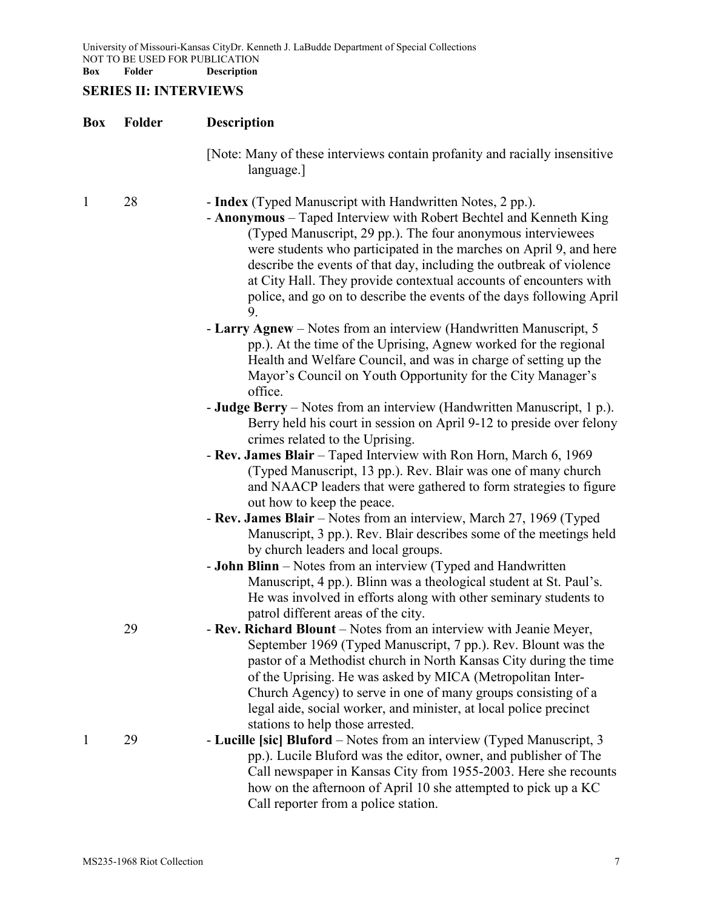## SERIES II: INTERVIEWS

| Box | Folder | Description |
|---|---|---|
| | | [Note: Many of these interviews contain profanity and racially insensitive language.] |
| 1 | 28 | - **Index** (Typed Manuscript with Handwritten Notes, 2 pp.). |
| | | - **Anonymous** – Taped Interview with Robert Bechtel and Kenneth King (Typed Manuscript, 29 pp.). The four anonymous interviewees were students who participated in the marches on April 9, and here describe the events of that day, including the outbreak of violence at City Hall. They provide contextual accounts of encounters with police, and go on to describe the events of the days following April 9. |
| | | - **Larry Agnew** – Notes from an interview (Handwritten Manuscript, 5 pp.). At the time of the Uprising, Agnew worked for the regional Health and Welfare Council, and was in charge of setting up the Mayor's Council on Youth Opportunity for the City Manager's office. |
| | | - **Judge Berry** – Notes from an interview (Handwritten Manuscript, 1 p.). Berry held his court in session on April 9-12 to preside over felony crimes related to the Uprising. |
| | | - **Rev. James Blair** – Taped Interview with Ron Horn, March 6, 1969 (Typed Manuscript, 13 pp.). Rev. Blair was one of many church and NAACP leaders that were gathered to form strategies to figure out how to keep the peace. |
| | | - **Rev. James Blair** – Notes from an interview, March 27, 1969 (Typed Manuscript, 3 pp.). Rev. Blair describes some of the meetings held by church leaders and local groups. |
| | | - **John Blinn** – Notes from an interview (Typed and Handwritten Manuscript, 4 pp.). Blinn was a theological student at St. Paul's. He was involved in efforts along with other seminary students to patrol different areas of the city. |
| | 29 | - **Rev. Richard Blount** – Notes from an interview with Jeanie Meyer, September 1969 (Typed Manuscript, 7 pp.). Rev. Blount was the pastor of a Methodist church in North Kansas City during the time of the Uprising. He was asked by MICA (Metropolitan Inter-Church Agency) to serve in one of many groups consisting of a legal aide, social worker, and minister, at local police precinct stations to help those arrested. |
| 1 | 29 | - **Lucille [sic] Bluford** – Notes from an interview (Typed Manuscript, 3 pp.). Lucile Bluford was the editor, owner, and publisher of The Call newspaper in Kansas City from 1955-2003. Here she recounts how on the afternoon of April 10 she attempted to pick up a KC Call reporter from a police station. |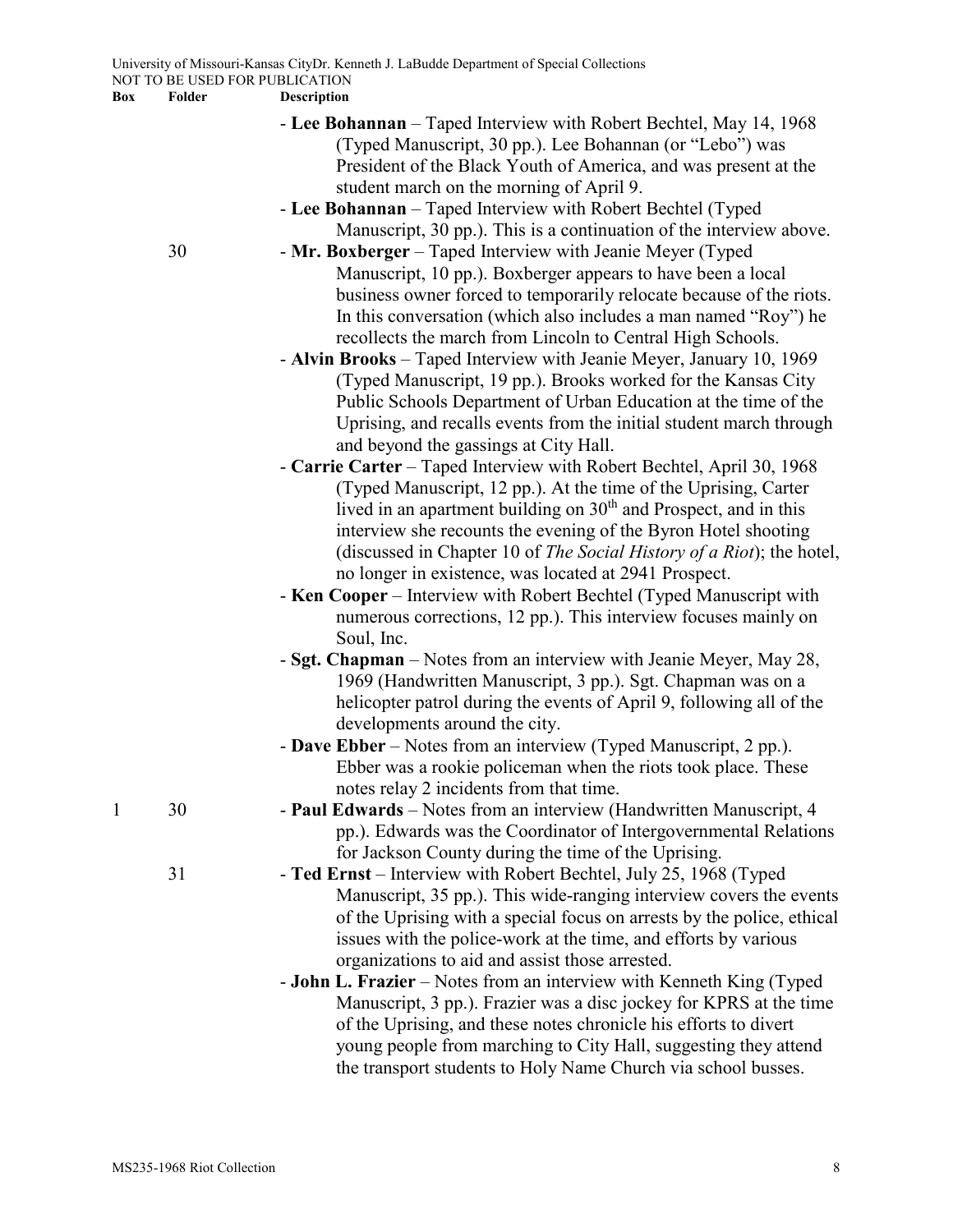| Box | Folder | Description |
|---|---|---|
| | | - **Lee Bohannan** – Taped Interview with Robert Bechtel, May 14, 1968 (Typed Manuscript, 30 pp.). Lee Bohannan (or "Lebo") was President of the Black Youth of America, and was present at the student march on the morning of April 9. |
| | | - **Lee Bohannan** – Taped Interview with Robert Bechtel (Typed Manuscript, 30 pp.). This is a continuation of the interview above. |
| | 30 | - **Mr. Boxberger** – Taped Interview with Jeanie Meyer (Typed Manuscript, 10 pp.). Boxberger appears to have been a local business owner forced to temporarily relocate because of the riots. In this conversation (which also includes a man named "Roy") he recollects the march from Lincoln to Central High Schools. |
| | | - **Alvin Brooks** – Taped Interview with Jeanie Meyer, January 10, 1969 (Typed Manuscript, 19 pp.). Brooks worked for the Kansas City Public Schools Department of Urban Education at the time of the Uprising, and recalls events from the initial student march through and beyond the gassings at City Hall. |
| | | - **Carrie Carter** – Taped Interview with Robert Bechtel, April 30, 1968 (Typed Manuscript, 12 pp.). At the time of the Uprising, Carter lived in an apartment building on 30th and Prospect, and in this interview she recounts the evening of the Byron Hotel shooting (discussed in Chapter 10 of *The Social History of a Riot*); the hotel, no longer in existence, was located at 2941 Prospect. |
| | | - **Ken Cooper** – Interview with Robert Bechtel (Typed Manuscript with numerous corrections, 12 pp.). This interview focuses mainly on Soul, Inc. |
| | | - **Sgt. Chapman** – Notes from an interview with Jeanie Meyer, May 28, 1969 (Handwritten Manuscript, 3 pp.). Sgt. Chapman was on a helicopter patrol during the events of April 9, following all of the developments around the city. |
| | | - **Dave Ebber** – Notes from an interview (Typed Manuscript, 2 pp.). Ebber was a rookie policeman when the riots took place. These notes relay 2 incidents from that time. |
| 1 | 30 | - **Paul Edwards** – Notes from an interview (Handwritten Manuscript, 4 pp.). Edwards was the Coordinator of Intergovernmental Relations for Jackson County during the time of the Uprising. |
| | 31 | - **Ted Ernst** – Interview with Robert Bechtel, July 25, 1968 (Typed Manuscript, 35 pp.). This wide-ranging interview covers the events of the Uprising with a special focus on arrests by the police, ethical issues with the police-work at the time, and efforts by various organizations to aid and assist those arrested. |
| | | - **John L. Frazier** – Notes from an interview with Kenneth King (Typed Manuscript, 3 pp.). Frazier was a disc jockey for KPRS at the time of the Uprising, and these notes chronicle his efforts to divert young people from marching to City Hall, suggesting they attend the transport students to Holy Name Church via school busses. |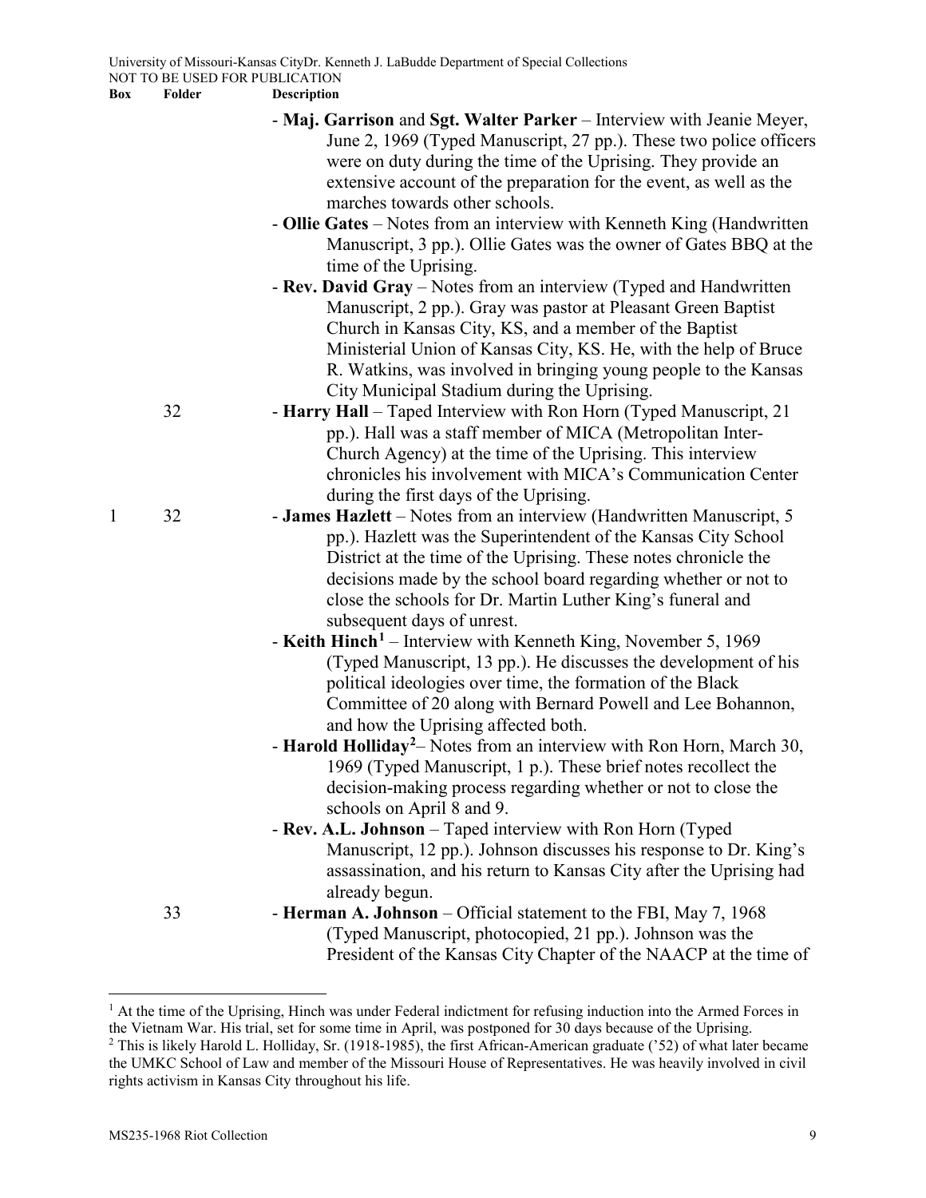| Box | Folder | Description |
|---|---|---|
| | | - **Maj. Garrison** and **Sgt. Walter Parker** – Interview with Jeanie Meyer, June 2, 1969 (Typed Manuscript, 27 pp.). These two police officers were on duty during the time of the Uprising. They provide an extensive account of the preparation for the event, as well as the marches towards other schools. |
| | | - **Ollie Gates** – Notes from an interview with Kenneth King (Handwritten Manuscript, 3 pp.). Ollie Gates was the owner of Gates BBQ at the time of the Uprising. |
| | | - **Rev. David Gray** – Notes from an interview (Typed and Handwritten Manuscript, 2 pp.). Gray was pastor at Pleasant Green Baptist Church in Kansas City, KS, and a member of the Baptist Ministerial Union of Kansas City, KS. He, with the help of Bruce R. Watkins, was involved in bringing young people to the Kansas City Municipal Stadium during the Uprising. |
| | 32 | - **Harry Hall** – Taped Interview with Ron Horn (Typed Manuscript, 21 pp.). Hall was a staff member of MICA (Metropolitan Inter-Church Agency) at the time of the Uprising. This interview chronicles his involvement with MICA's Communication Center during the first days of the Uprising. |
| 1 | 32 | - **James Hazlett** – Notes from an interview (Handwritten Manuscript, 5 pp.). Hazlett was the Superintendent of the Kansas City School District at the time of the Uprising. These notes chronicle the decisions made by the school board regarding whether or not to close the schools for Dr. Martin Luther King's funeral and subsequent days of unrest. |
| | | - **Keith Hinch**[1] – Interview with Kenneth King, November 5, 1969 (Typed Manuscript, 13 pp.). He discusses the development of his political ideologies over time, the formation of the Black Committee of 20 along with Bernard Powell and Lee Bohannon, and how the Uprising affected both. |
| | | - **Harold Holliday**[2]– Notes from an interview with Ron Horn, March 30, 1969 (Typed Manuscript, 1 p.). These brief notes recollect the decision-making process regarding whether or not to close the schools on April 8 and 9. |
| | | - **Rev. A.L. Johnson** – Taped interview with Ron Horn (Typed Manuscript, 12 pp.). Johnson discusses his response to Dr. King's assassination, and his return to Kansas City after the Uprising had already begun. |
| | 33 | - **Herman A. Johnson** – Official statement to the FBI, May 7, 1968 (Typed Manuscript, photocopied, 21 pp.). Johnson was the President of the Kansas City Chapter of the NAACP at the time of |

[1] At the time of the Uprising, Hinch was under Federal indictment for refusing induction into the Armed Forces in the Vietnam War. His trial, set for some time in April, was postponed for 30 days because of the Uprising.

[2] This is likely Harold L. Holliday, Sr. (1918-1985), the first African-American graduate ('52) of what later became the UMKC School of Law and member of the Missouri House of Representatives. He was heavily involved in civil rights activism in Kansas City throughout his life.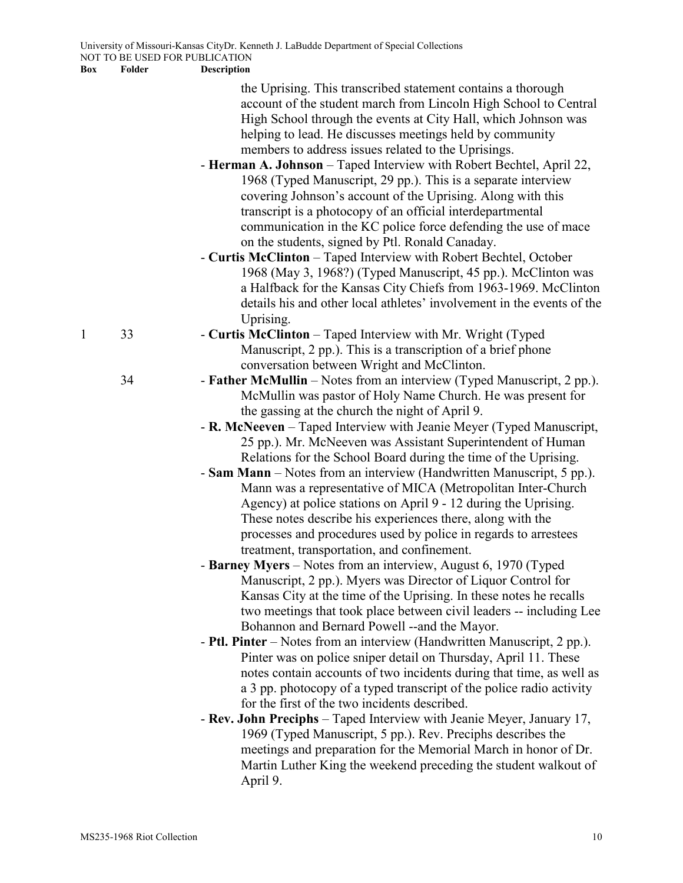| Box | Folder | Description |
| --- | --- | --- |
| | | the Uprising. This transcribed statement contains a thorough account of the student march from Lincoln High School to Central High School through the events at City Hall, which Johnson was helping to lead. He discusses meetings held by community members to address issues related to the Uprisings. |
| | | - **Herman A. Johnson** – Taped Interview with Robert Bechtel, April 22, 1968 (Typed Manuscript, 29 pp.). This is a separate interview covering Johnson's account of the Uprising. Along with this transcript is a photocopy of an official interdepartmental communication in the KC police force defending the use of mace on the students, signed by Ptl. Ronald Canaday. |
| | | - **Curtis McClinton** – Taped Interview with Robert Bechtel, October 1968 (May 3, 1968?) (Typed Manuscript, 45 pp.). McClinton was a Halfback for the Kansas City Chiefs from 1963-1969. McClinton details his and other local athletes' involvement in the events of the Uprising. |
| 1 | 33 | - **Curtis McClinton** – Taped Interview with Mr. Wright (Typed Manuscript, 2 pp.). This is a transcription of a brief phone conversation between Wright and McClinton. |
| | 34 | - **Father McMullin** – Notes from an interview (Typed Manuscript, 2 pp.). McMullin was pastor of Holy Name Church. He was present for the gassing at the church the night of April 9. |
| | | - **R. McNeeven** – Taped Interview with Jeanie Meyer (Typed Manuscript, 25 pp.). Mr. McNeeven was Assistant Superintendent of Human Relations for the School Board during the time of the Uprising. |
| | | - **Sam Mann** – Notes from an interview (Handwritten Manuscript, 5 pp.). Mann was a representative of MICA (Metropolitan Inter-Church Agency) at police stations on April 9 - 12 during the Uprising. These notes describe his experiences there, along with the processes and procedures used by police in regards to arrestees treatment, transportation, and confinement. |
| | | - **Barney Myers** – Notes from an interview, August 6, 1970 (Typed Manuscript, 2 pp.). Myers was Director of Liquor Control for Kansas City at the time of the Uprising. In these notes he recalls two meetings that took place between civil leaders -- including Lee Bohannon and Bernard Powell --and the Mayor. |
| | | - **Ptl. Pinter** – Notes from an interview (Handwritten Manuscript, 2 pp.). Pinter was on police sniper detail on Thursday, April 11. These notes contain accounts of two incidents during that time, as well as a 3 pp. photocopy of a typed transcript of the police radio activity for the first of the two incidents described. |
| | | - **Rev. John Preciphs** – Taped Interview with Jeanie Meyer, January 17, 1969 (Typed Manuscript, 5 pp.). Rev. Preciphs describes the meetings and preparation for the Memorial March in honor of Dr. Martin Luther King the weekend preceding the student walkout of April 9. |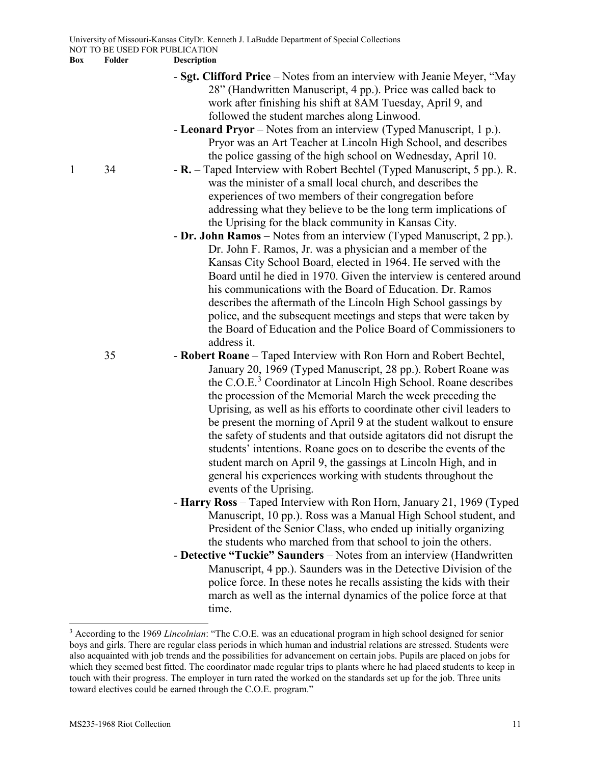| Box | Folder | Description |
|---|---|---|
| | | - **Sgt. Clifford Price** – Notes from an interview with Jeanie Meyer, "May 28" (Handwritten Manuscript, 4 pp.). Price was called back to work after finishing his shift at 8AM Tuesday, April 9, and followed the student marches along Linwood. |
| | | - **Leonard Pryor** – Notes from an interview (Typed Manuscript, 1 p.). Pryor was an Art Teacher at Lincoln High School, and describes the police gassing of the high school on Wednesday, April 10. |
| 1 | 34 | - **R.** – Taped Interview with Robert Bechtel (Typed Manuscript, 5 pp.). R. was the minister of a small local church, and describes the experiences of two members of their congregation before addressing what they believe to be the long term implications of the Uprising for the black community in Kansas City. |
| | | - **Dr. John Ramos** – Notes from an interview (Typed Manuscript, 2 pp.). Dr. John F. Ramos, Jr. was a physician and a member of the Kansas City School Board, elected in 1964. He served with the Board until he died in 1970. Given the interview is centered around his communications with the Board of Education. Dr. Ramos describes the aftermath of the Lincoln High School gassings by police, and the subsequent meetings and steps that were taken by the Board of Education and the Police Board of Commissioners to address it. |
| | 35 | - **Robert Roane** – Taped Interview with Ron Horn and Robert Bechtel, January 20, 1969 (Typed Manuscript, 28 pp.). Robert Roane was the C.O.E.[3] Coordinator at Lincoln High School. Roane describes the procession of the Memorial March the week preceding the Uprising, as well as his efforts to coordinate other civil leaders to be present the morning of April 9 at the student walkout to ensure the safety of students and that outside agitators did not disrupt the students' intentions. Roane goes on to describe the events of the student march on April 9, the gassings at Lincoln High, and in general his experiences working with students throughout the events of the Uprising. |
| | | - **Harry Ross** – Taped Interview with Ron Horn, January 21, 1969 (Typed Manuscript, 10 pp.). Ross was a Manual High School student, and President of the Senior Class, who ended up initially organizing the students who marched from that school to join the others. |
| | | - **Detective "Tuckie" Saunders** – Notes from an interview (Handwritten Manuscript, 4 pp.). Saunders was in the Detective Division of the police force. In these notes he recalls assisting the kids with their march as well as the internal dynamics of the police force at that time. |

[3] According to the 1969 *Lincolnian*: "The C.O.E. was an educational program in high school designed for senior boys and girls. There are regular class periods in which human and industrial relations are stressed. Students were also acquainted with job trends and the possibilities for advancement on certain jobs. Pupils are placed on jobs for which they seemed best fitted. The coordinator made regular trips to plants where he had placed students to keep in touch with their progress. The employer in turn rated the worked on the standards set up for the job. Three units toward electives could be earned through the C.O.E. program."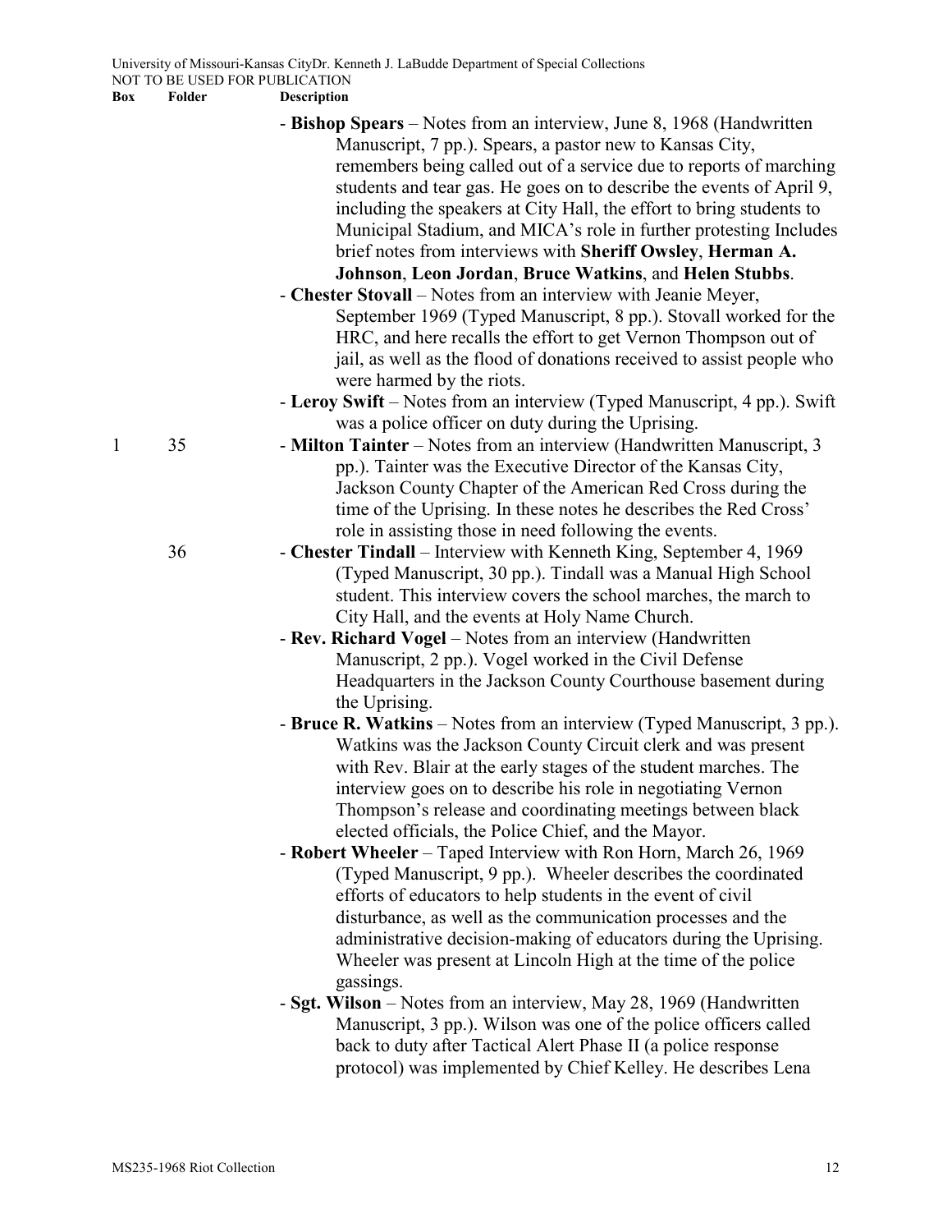| Box | Folder | Description |
|---|---|---|
| | | - **Bishop Spears** – Notes from an interview, June 8, 1968 (Handwritten Manuscript, 7 pp.). Spears, a pastor new to Kansas City, remembers being called out of a service due to reports of marching students and tear gas. He goes on to describe the events of April 9, including the speakers at City Hall, the effort to bring students to Municipal Stadium, and MICA's role in further protesting Includes brief notes from interviews with **Sheriff Owsley**, **Herman A. Johnson**, **Leon Jordan**, **Bruce Watkins**, and **Helen Stubbs**. |
| | | - **Chester Stovall** – Notes from an interview with Jeanie Meyer, September 1969 (Typed Manuscript, 8 pp.). Stovall worked for the HRC, and here recalls the effort to get Vernon Thompson out of jail, as well as the flood of donations received to assist people who were harmed by the riots. |
| | | - **Leroy Swift** – Notes from an interview (Typed Manuscript, 4 pp.). Swift was a police officer on duty during the Uprising. |
| 1 | 35 | - **Milton Tainter** – Notes from an interview (Handwritten Manuscript, 3 pp.). Tainter was the Executive Director of the Kansas City, Jackson County Chapter of the American Red Cross during the time of the Uprising. In these notes he describes the Red Cross' role in assisting those in need following the events. |
| | 36 | - **Chester Tindall** – Interview with Kenneth King, September 4, 1969 (Typed Manuscript, 30 pp.). Tindall was a Manual High School student. This interview covers the school marches, the march to City Hall, and the events at Holy Name Church. |
| | | - **Rev. Richard Vogel** – Notes from an interview (Handwritten Manuscript, 2 pp.). Vogel worked in the Civil Defense Headquarters in the Jackson County Courthouse basement during the Uprising. |
| | | - **Bruce R. Watkins** – Notes from an interview (Typed Manuscript, 3 pp.). Watkins was the Jackson County Circuit clerk and was present with Rev. Blair at the early stages of the student marches. The interview goes on to describe his role in negotiating Vernon Thompson's release and coordinating meetings between black elected officials, the Police Chief, and the Mayor. |
| | | - **Robert Wheeler** – Taped Interview with Ron Horn, March 26, 1969 (Typed Manuscript, 9 pp.). Wheeler describes the coordinated efforts of educators to help students in the event of civil disturbance, as well as the communication processes and the administrative decision-making of educators during the Uprising. Wheeler was present at Lincoln High at the time of the police gassings. |
| | | - **Sgt. Wilson** – Notes from an interview, May 28, 1969 (Handwritten Manuscript, 3 pp.). Wilson was one of the police officers called back to duty after Tactical Alert Phase II (a police response protocol) was implemented by Chief Kelley. He describes Lena |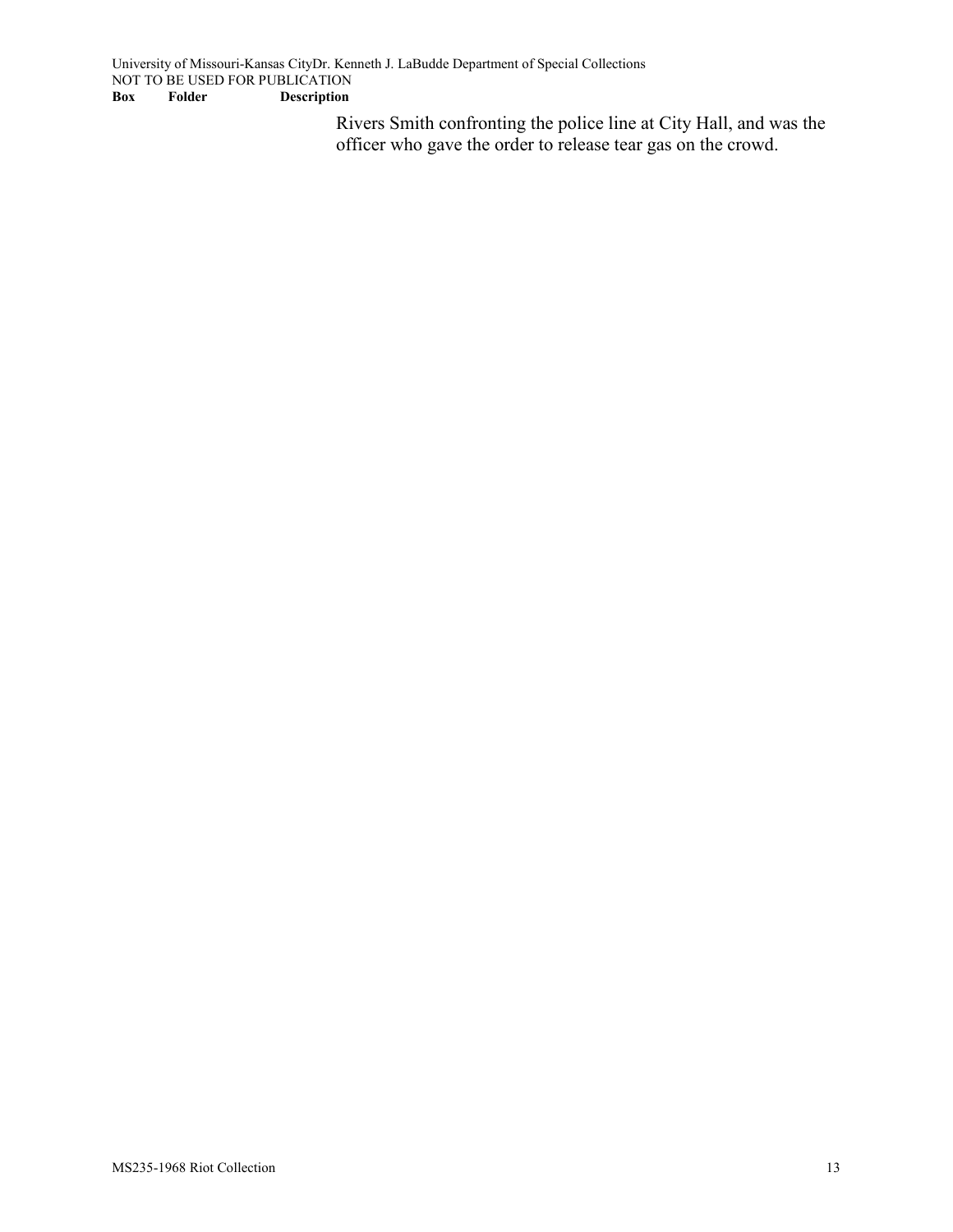Rivers Smith confronting the police line at City Hall, and was the officer who gave the order to release tear gas on the crowd.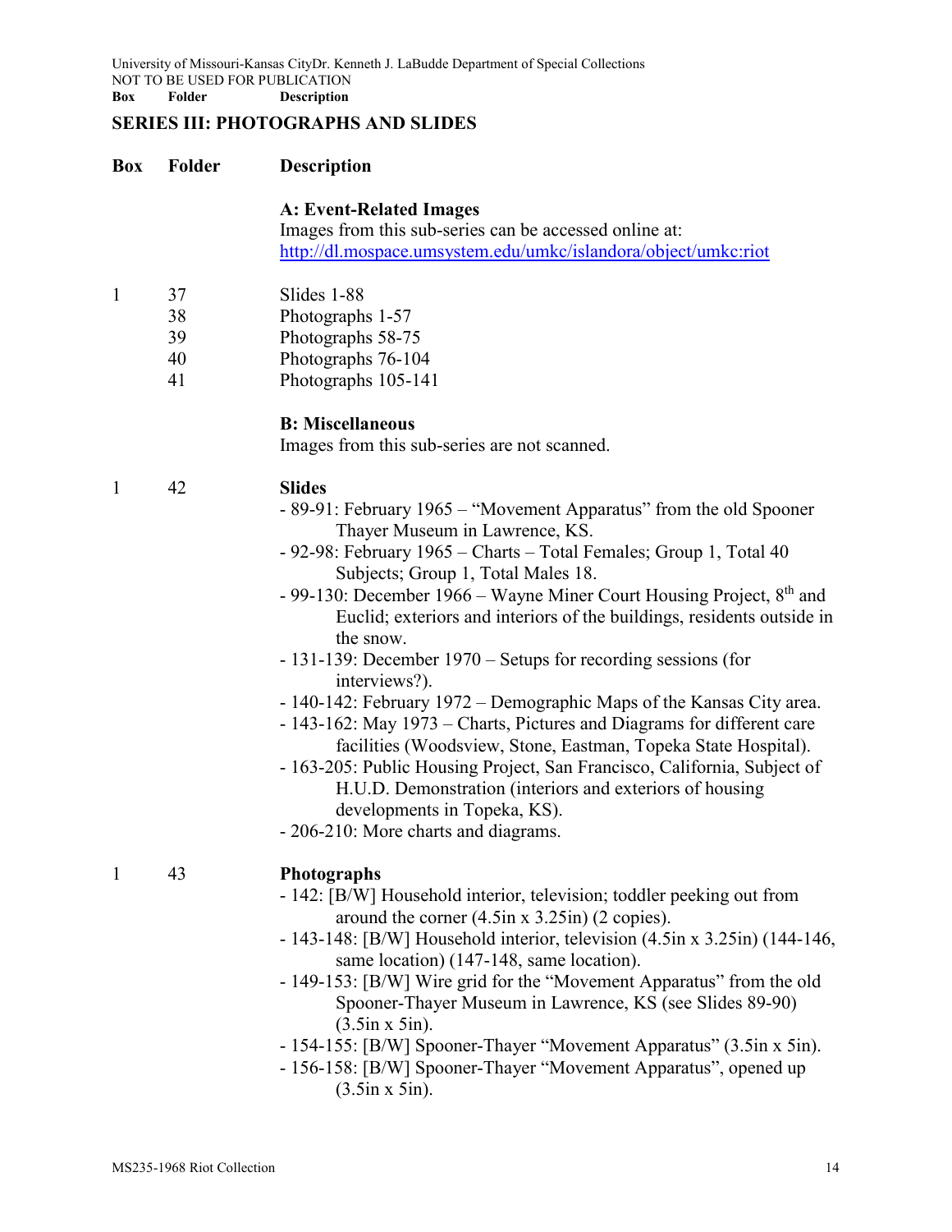## SERIES III: PHOTOGRAPHS AND SLIDES

| Box | Folder | Description |
|---|---|---|
| | | **A: Event-Related Images** Images from this sub-series can be accessed online at: http://dl.mospace.umsystem.edu/umkc/islandora/object/umkc:riot |
| 1 | 37 | Slides 1-88 |
| | 38 | Photographs 1-57 |
| | 39 | Photographs 58-75 |
| | 40 | Photographs 76-104 |
| | 41 | Photographs 105-141 |
| | | **B: Miscellaneous** Images from this sub-series are not scanned. |
| 1 | 42 | **Slides** |

- 89-91: February 1965 – "Movement Apparatus" from the old Spooner Thayer Museum in Lawrence, KS.
- 92-98: February 1965 – Charts – Total Females; Group 1, Total 40 Subjects; Group 1, Total Males 18.
- 99-130: December 1966 – Wayne Miner Court Housing Project, 8th and Euclid; exteriors and interiors of the buildings, residents outside in the snow.
- 131-139: December 1970 – Setups for recording sessions (for interviews?).
- 140-142: February 1972 – Demographic Maps of the Kansas City area.
- 143-162: May 1973 – Charts, Pictures and Diagrams for different care facilities (Woodsview, Stone, Eastman, Topeka State Hospital).
- 163-205: Public Housing Project, San Francisco, California, Subject of H.U.D. Demonstration (interiors and exteriors of housing developments in Topeka, KS).
- 206-210: More charts and diagrams.

| Box | Folder | Description |
|---|---|---|
| 1 | 43 | **Photographs** |

- 142: [B/W] Household interior, television; toddler peeking out from around the corner (4.5in x 3.25in) (2 copies).
- 143-148: [B/W] Household interior, television (4.5in x 3.25in) (144-146, same location) (147-148, same location).
- 149-153: [B/W] Wire grid for the "Movement Apparatus" from the old Spooner-Thayer Museum in Lawrence, KS (see Slides 89-90) (3.5in x 5in).
- 154-155: [B/W] Spooner-Thayer "Movement Apparatus" (3.5in x 5in).
- 156-158: [B/W] Spooner-Thayer "Movement Apparatus", opened up (3.5in x 5in).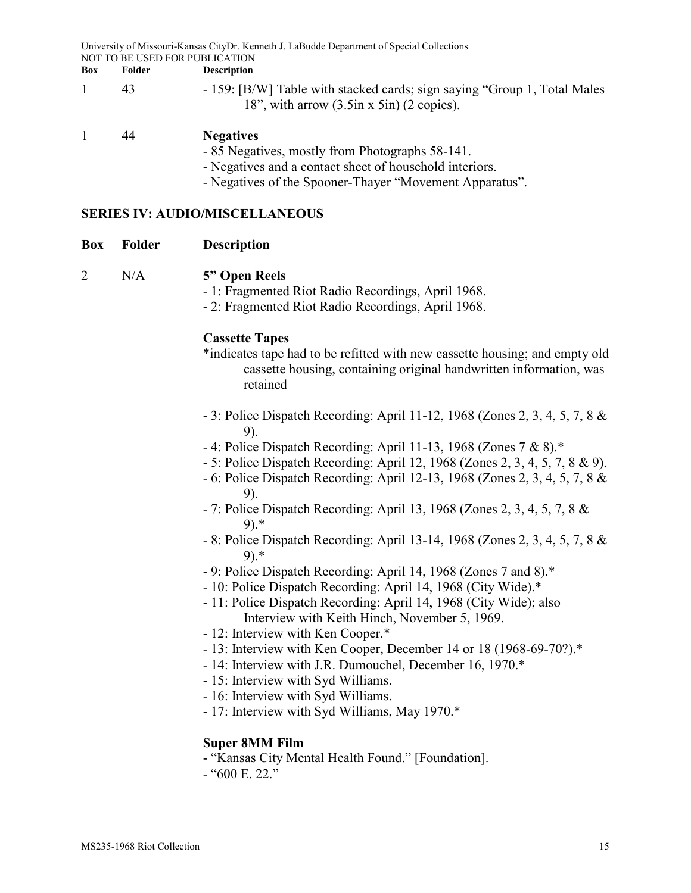| Box | Folder | Description |
|---|---|---|
| 1 | 43 | - 159: [B/W] Table with stacked cards; sign saying "Group 1, Total Males 18", with arrow (3.5in x 5in) (2 copies). |
| 1 | 44 | **Negatives**<br>- 85 Negatives, mostly from Photographs 58-141.<br>- Negatives and a contact sheet of household interiors.<br>- Negatives of the Spooner-Thayer "Movement Apparatus". |

## SERIES IV: AUDIO/MISCELLANEOUS

| Box | Folder | Description |
|---|---|---|
| 2 | N/A | **5" Open Reels** |

- 1: Fragmented Riot Radio Recordings, April 1968.
- 2: Fragmented Riot Radio Recordings, April 1968.

**Cassette Tapes**

*indicates tape had to be refitted with new cassette housing; and empty old cassette housing, containing original handwritten information, was retained

- 3: Police Dispatch Recording: April 11-12, 1968 (Zones 2, 3, 4, 5, 7, 8 & 9).
- 4: Police Dispatch Recording: April 11-13, 1968 (Zones 7 & 8).*
- 5: Police Dispatch Recording: April 12, 1968 (Zones 2, 3, 4, 5, 7, 8 & 9).
- 6: Police Dispatch Recording: April 12-13, 1968 (Zones 2, 3, 4, 5, 7, 8 & 9).
- 7: Police Dispatch Recording: April 13, 1968 (Zones 2, 3, 4, 5, 7, 8 & 9).*
- 8: Police Dispatch Recording: April 13-14, 1968 (Zones 2, 3, 4, 5, 7, 8 & 9).*
- 9: Police Dispatch Recording: April 14, 1968 (Zones 7 and 8).*
- 10: Police Dispatch Recording: April 14, 1968 (City Wide).*
- 11: Police Dispatch Recording: April 14, 1968 (City Wide); also Interview with Keith Hinch, November 5, 1969.
- 12: Interview with Ken Cooper.*
- 13: Interview with Ken Cooper, December 14 or 18 (1968-69-70?).*
- 14: Interview with J.R. Dumouchel, December 16, 1970.*
- 15: Interview with Syd Williams.
- 16: Interview with Syd Williams.
- 17: Interview with Syd Williams, May 1970.*

**Super 8MM Film**

- "Kansas City Mental Health Found." [Foundation].
- "600 E. 22."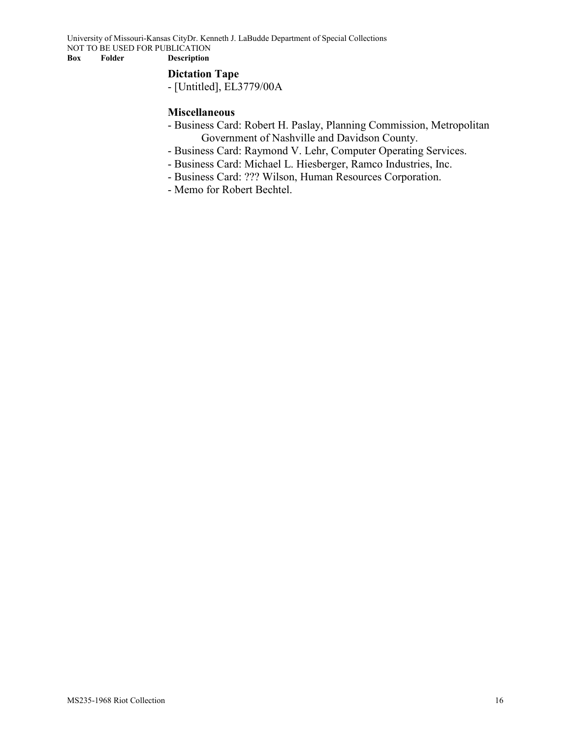**Dictation Tape**

- [Untitled], EL3779/00A

**Miscellaneous**

- Business Card: Robert H. Paslay, Planning Commission, Metropolitan Government of Nashville and Davidson County.
- Business Card: Raymond V. Lehr, Computer Operating Services.
- Business Card: Michael L. Hiesberger, Ramco Industries, Inc.
- Business Card: ??? Wilson, Human Resources Corporation.
- Memo for Robert Bechtel.